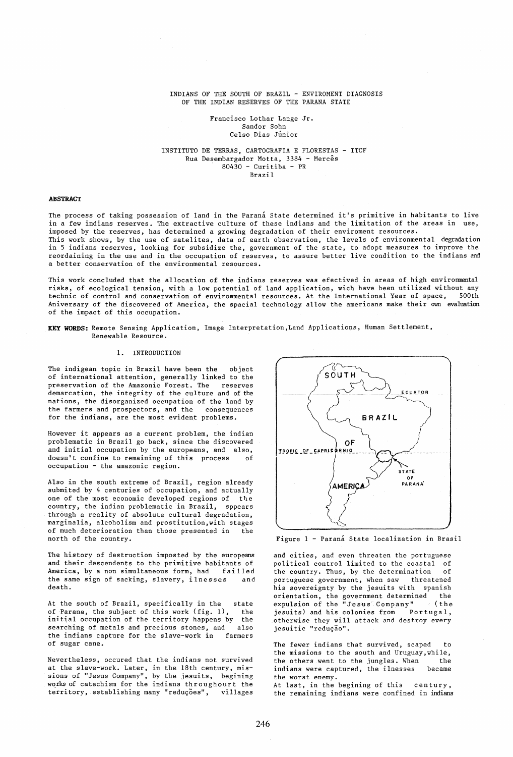# INDIANS OF THE SOUTH OF BRAZIL - ENVIROMENT DIAGNOSIS OF THE INDIAN RESERVES OF THE PARANA STATE

Francisco Lothar Lange Jr.
Sandor Sohn
Celso Dias Júnior

INSTITUTO DE TERRAS, CARTOGRAFIA E FLORESTAS - ITCF
Rua Desembargador Motta, 3384 - Mercês
80430 - Curitiba - PR
Brazil

**ABSTRACT**

The process of taking possession of land in the Paraná State determined it's primitive in habitants to live in a few indians reserves. The extractive culture of these indians and the limitation of the areas in use, imposed by the reserves, has determined a growing degradation of their enviroment resources.
This work shows, by the use of satelites, data of earth observation, the levels of environmental degradation in 5 indians reserves, looking for subsidize the, government of the state, to adopt measures to improve the reordaining in the use and in the occupation of reserves, to assure better live condition to the indians and a better conservation of the environmental resources.

This work concluded that the allocation of the indians reserves was efectived in areas of high environmental risks, of ecological tension, with a low potential of land application, wich have been utilized without any technic of control and conservation of environmental resources. At the International Year of space, 500th Aniversary of the discovered of America, the spacial technology allow the americans make their own evaluation of the impact of this occupation.

**KEY WORDS:** Remote Sensing Application, Image Interpretation, Land Applications, Human Settlement, Renewable Resource.

## 1. INTRODUCTION

The indigean topic in Brazil have been the object of international attention, generally linked to the preservation of the Amazonic Forest. The reserves demarcation, the integrity of the culture and of the nations, the disorganized occupation of the land by the farmers and prospectors, and the consequences for the indians, are the most evident problems.

However it appears as a current problem, the indian problematic in Brazil go back, since the discovered and initial occupation by the europeans, and also, doesn't confine to remaining of this process of occupation - the amazonic region.

Also in the south extreme of Brazil, region already submited by 4 centuries of occupation, and actually one of the most economic developed regions of the country, the indian problematic in Brazil, sppears through a reality of absolute cultural degradation, marginalia, alcoholism and prostitution, with stages of much deterioration than those presented in the north of the country.

The history of destruction imposted by the europeans and their descendents to the primitive habitants of America, by a non simultaneous form, had failled the same sign of sacking, slavery, ilnesses and death.

At the south of Brazil, specifically in the state of Parana, the subject of this work (fig. 1), the initial occupation of the territory happens by the searching of metals and precious stones, and also the indians capture for the slave-work in farmers of sugar cane.

Nevertheless, occured that the indians not survived at the slave-work. Later, in the 18th century, missions of "Jesus Company", by the jesuits, begining works of catechism for the indians throughourt the territory, establishing many "reduções", villages

Figure 1 - Paraná State localization in Brasil

and cities, and even threaten the portuguese political control limited to the coastal of the country. Thus, by the determination of portuguese government, when saw threatened his sovereignty by the jesuits with spanish orientation, the government determined the expulsion of the "Jesus Company" (the jesuits) and his colonies from Portugal, otherwise they will attack and destroy every jesuitic "redução".

The fewer indians that survived, scaped to the missions to the south and Uruguay, while, the others went to the jungles. When the indians were captured, the ilnesses became the worst enemy.
At last, in the begining of this century, the remaining indians were confined in indians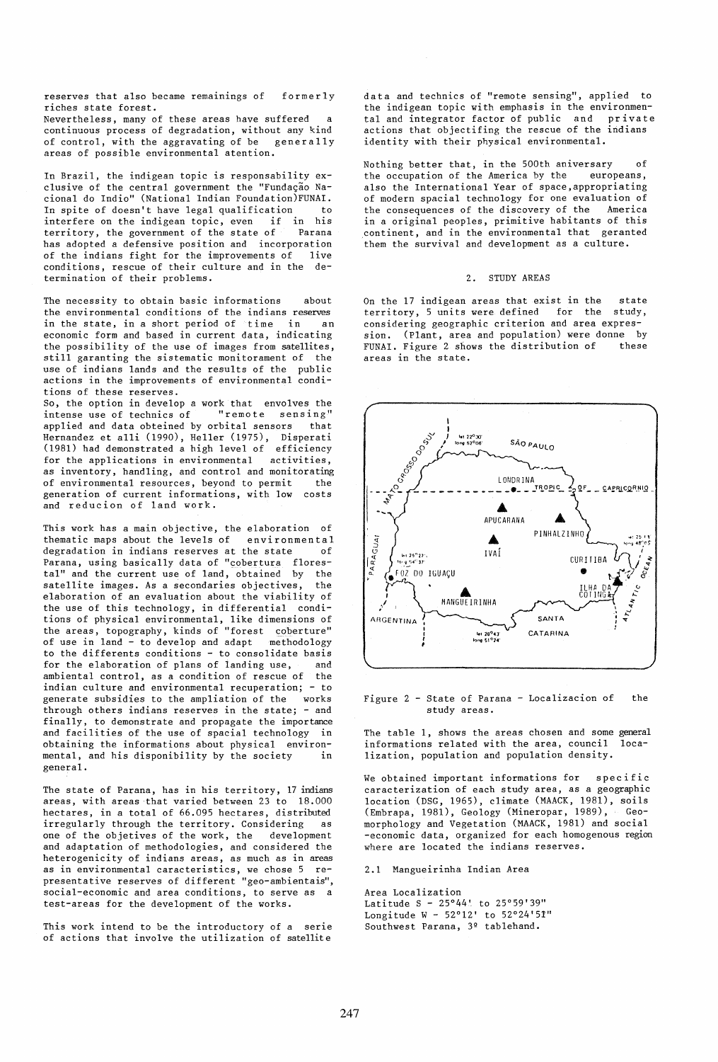reserves that also became remainings of formerly riches state forest.
Nevertheless, many of these areas have suffered a continuous process of degradation, without any kind of control, with the aggravating of be generally areas of possible environmental atention.

In Brazil, the indigean topic is responsability exclusive of the central government the "Fundação Nacional do Indio" (National Indian Foundation)FUNAI. In spite of doesn't have legal qualification to interfere on the indigean topic, even if in his territory, the government of the state of Parana has adopted a defensive position and incorporation of the indians fight for the improvements of live conditions, rescue of their culture and in the determination of their problems.

The necessity to obtain basic informations about the environmental conditions of the indians reserves in the state, in a short period of time in an economic form and based in current data, indicating the possibility of the use of images from satellites, still garanting the sistematic monitorament of the use of indians lands and the results of the public actions in the improvements of environmental conditions of these reserves.
So, the option in develop a work that envolves the intense use of technics of "remote sensing" applied and data obteined by orbital sensors that Hernandez et alli (1990), Heller (1975), Disperati (1981) had demonstrated a high level of efficiency for the applications in environmental activities, as inventory, handling, and control and monitorating of environmental resources, beyond to permit the generation of current informations, with low costs and reducion of land work.

This work has a main objective, the elaboration of thematic maps about the levels of environmental degradation in indians reserves at the state of Parana, using basically data of "cobertura florestal" and the current use of land, obtained by the satellite images. As a secondaries objectives, the elaboration of an evaluation about the viability of the use of this technology, in differential conditions of physical environmental, like dimensions of the areas, topography, kinds of "forest coberture" of use in land - to develop and adapt methodology to the differents conditions - to consolidate basis for the elaboration of plans of landing use, and ambiental control, as a condition of rescue of the indian culture and environmental recuperation; - to generate subsidies to the ampliation of the works through others indians reserves in the state; - and finally, to demonstrate and propagate the importance and facilities of the use of spacial technology in obtaining the informations about physical environmental, and his disponibility by the society in general.

The state of Parana, has in his territory, 17 indians areas, with areas that varied between 23 to 18.000 hectares, in a total of 66.095 hectares, distributed irregularly through the territory. Considering as one of the objetives of the work, the development and adaptation of methodologies, and considered the heterogenicity of indians areas, as much as in areas as in environmental caracteristics, we chose 5 representative reserves of different "geo-ambientais", social-economic and area conditions, to serve as a test-areas for the development of the works.

This work intend to be the introductory of a serie of actions that involve the utilization of satellite data and technics of "remote sensing", applied to the indigean topic with emphasis in the environmental and integrator factor of public and private actions that objectifing the rescue of the indians identity with their physical environmental.

Nothing better that, in the 500th aniversary of the occupation of the America by the europeans, also the International Year of space,appropriating of modern spacial technology for one evaluation of the consequences of the discovery of the America in a original peoples, primitive habitants of this continent, and in the environmental that geranted them the survival and development as a culture.

## 2. STUDY AREAS

On the 17 indigean areas that exist in the state territory, 5 units were defined for the study, considering geographic criterion and area expression. (Plant, area and population) were donne by FUNAI. Figure 2 shows the distribution of these areas in the state.

Figure 2 - State of Parana - Localizacion of the study areas.

The table 1, shows the areas chosen and some general informations related with the area, council localization, population and population density.

We obtained important informations for specific caracterization of each study area, as a geographic location (DSG, 1965), climate (MAACK, 1981), soils (Embrapa, 1981), Geology (Mineropar, 1989), Geomorphology and Vegetation (MAACK, 1981) and social -economic data, organized for each homogenous region where are located the indians reserves.

### 2.1 Mangueirinha Indian Area

Area Localization
Latitude S - 25°44' to 25°59'39"
Longitude W - 52°12' to 52°24'51"
Southwest Parana, 3º tablehand.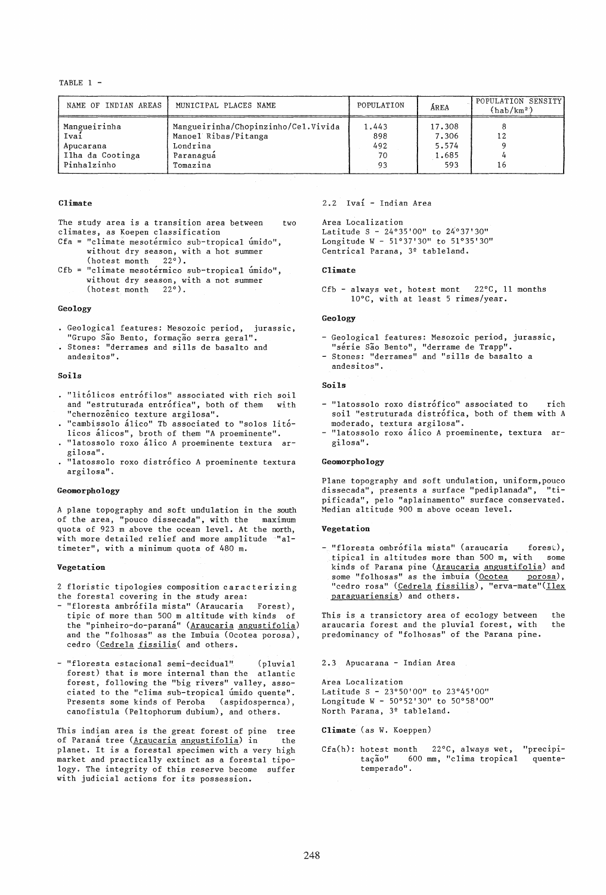TABLE 1 -

| NAME OF INDIAN AREAS | MUNICIPAL PLACES NAME | POPULATION | ÁREA | POPULATION SENSITY (hab/km²) |
|---|---|---|---|---|
| Mangueirinha | Mangueirinha/Chopinzinho/Cel.Vivida | 1.443 | 17.308 | 8 |
| Ivaí | Manoel Ribas/Pitanga | 898 | 7.306 | 12 |
| Apucarana | Londrina | 492 | 5.574 | 9 |
| Ilha da Cootinga | Paranaguá | 70 | 1.685 | 4 |
| Pinhalzinho | Tomazina | 93 | 593 | 16 |

**Climate**

The study area is a transition area between two climates, as Koepen classification

Cfa = "climate mesotérmico sub-tropical úmido", without dry season, with a hot summer (hotest month 22°).

Cfb = "climate mesotérmico sub-tropical úmido", without dry season, with a not summer (hotest month 22°).

**Geology**

- Geological features: Mesozoic period, jurassic, "Grupo São Bento, formação serra geral".
- Stones: "derrames and sills de basalto and andesitos".

**Soils**

- "litólicos entrófilos" associated with rich soil and "estruturada entrófica", both of them with "chernozênico texture argilosa".
- "cambissolo álico" Tb associated to "solos litólicos álicos", broth of them "A proeminente".
- "latossolo roxo álico A proeminente textura argilosa".
- "latossolo roxo distrófico A proeminente textura argilosa".

**Geomorphology**

A plane topography and soft undulation in the south of the area, "pouco dissecada", with the maximum quota of 923 m above the ocean level. At the north, with more detailed relief and more amplitude "altimeter", with a minimum quota of 480 m.

**Vegetation**

2 floristic tipologies composition caracterizing the forestal covering in the study area:

- "floresta ambrófila mista" (Araucaria Forest), tipic of more than 500 m altitude with kinds of the "pinheiro-do-paraná" (Araucaria angustifolia) and the "folhosas" as the Imbuia (Ocotea porosa), cedro (Cedrela fissilis( and others.

- "floresta estacional semi-decidual" (pluvial forest) that is more internal than the atlantic forest, following the "big rivers" valley, associated to the "clima sub-tropical úmido quente". Presents some kinds of Peroba (aspidospernca), canofistula (Peltophorum dubium), and others.

This indian area is the great forest of pine tree of Paraná tree (Araucaria angustifolia) in the planet. It is a forestal specimen with a very high market and practically extinct as a forestal tipology. The integrity of this reserve become suffer with judicial actions for its possession.

2.2 Ivaí - Indian Area

Area Localization
Latitude S - 24°35'00" to 24°37'30"
Longitude W - 51°37'30" to 51°35'30"
Centrical Parana, 3º tableland.

**Climate**

Cfb - always wet, hotest mont 22°C, 11 months 10°C, with at least 5 rimes/year.

**Geology**

- Geological features: Mesozoic period, jurassic, "série São Bento", "derrame de Trapp".
- Stones: "derrames" and "sills de basalto a andesitos".

**Soils**

- "latossolo roxo distrófico" associated to rich soil "estruturada distrófica, both of them with A moderado, textura argilosa".
- "latossolo roxo álico A proeminente, textura argilosa".

**Geomorphology**

Plane topography and soft undulation, uniform,pouco dissecada", presents a surface "pediplanada", "tipificada", pelo "aplainamento" surface conservated. Median altitude 900 m above ocean level.

**Vegetation**

- "floresta ombrófila mista" (araucaria forest), tipical in altitudes more than 500 m, with some kinds of Parana pine (Araucaria angustifolia) and some "folhosas" as the imbuia (Ocotea porosa), "cedro rosa" (Cedrela fissilis), "erva-mate"(Ilex paraguariensis) and others.

This is a transictory area of ecology between the araucaria forest and the pluvial forest, with the predominancy of "folhosas" of the Parana pine.

2.3 Apucarana - Indian Area

Area Localization
Latitude S - 23°50'00" to 23°45'00"
Longitude W - 50°52'30" to 50°58'00"
North Parana, 3º tableland.

**Climate** (as W. Koeppen)

Cfa(h): hotest month 22°C, always wet, "precipitação" 600 mm, "clima tropical quente-temperado".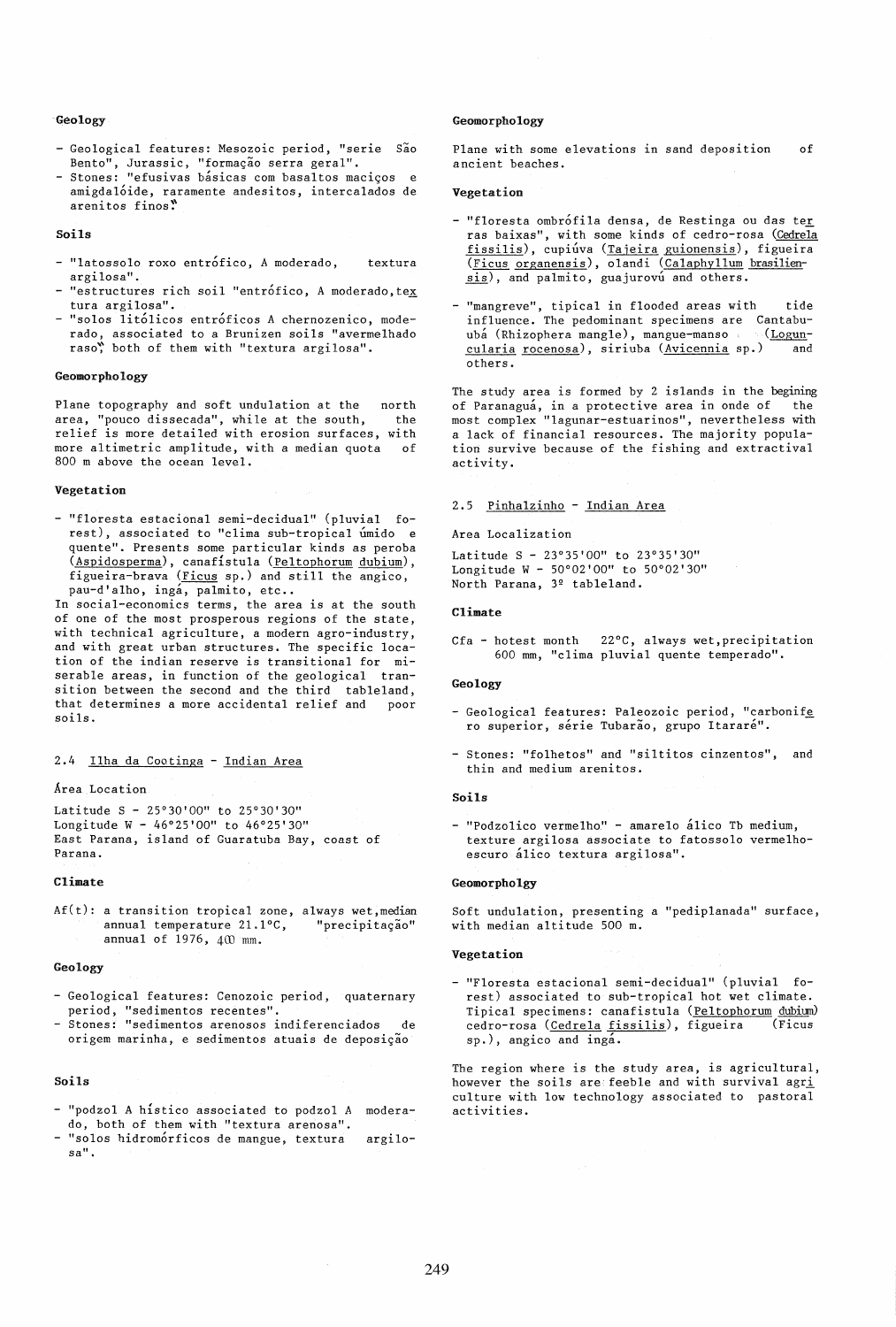#### Geology

- Geological features: Mesozoic period, "serie São Bento", Jurassic, "formação serra geral".
- Stones: "efusivas básicas com basaltos maciços e amigdalóide, raramente andesitos, intercalados de arenitos finos".

#### Soils

- "latossolo roxo entrófico, A moderado, textura argilosa".
- "estructures rich soil "entrófico, A moderado, textura argilosa".
- "solos litólicos entróficos A chernozenico, moderado, associated to a Brunizen soils "avermelhado raso", both of them with "textura argilosa".

#### Geomorphology

Plane topography and soft undulation at the north area, "pouco dissecada", while at the south, the relief is more detailed with erosion surfaces, with more altimetric amplitude, with a median quota of 800 m above the ocean level.

#### Vegetation

- "floresta estacional semi-decidual" (pluvial forest), associated to "clima sub-tropical úmido e quente". Presents some particular kinds as peroba (Aspidosperma), canafístula (Peltophorum dubium), figueira-brava (Ficus sp.) and still the angico, pau-d'alho, ingá, palmito, etc..

In social-economics terms, the area is at the south of one of the most prosperous regions of the state, with technical agriculture, a modern agro-industry, and with great urban structures. The specific location of the indian reserve is transitional for miserable areas, in function of the geological transition between the second and the third tableland, that determines a more accidental relief and poor soils.

### 2.4 Ilha da Cootinga - Indian Area

Área Location

Latitude S - 25°30'00" to 25°30'30"
Longitude W - 46°25'00" to 46°25'30"
East Parana, island of Guaratuba Bay, coast of Parana.

#### Climate

Af(t): a transition tropical zone, always wet, median annual temperature 21.1°C, "precipitação" annual of 1976, 400 mm.

#### Geology

- Geological features: Cenozoic period, quaternary period, "sedimentos recentes".
- Stones: "sedimentos arenosos indiferenciados de origem marinha, e sedimentos atuais de deposição

#### Soils

- "podzol A hístico associated to podzol A moderado, both of them with "textura arenosa".
- "solos hidromórficos de mangue, textura argilosa".

#### Geomorphology

Plane with some elevations in sand deposition of ancient beaches.

#### Vegetation

- "floresta ombrófila densa, de Restinga ou das terras baixas", with some kinds of cedro-rosa (Cedrela fissilis), cupiúva (Tajeira guionensis), figueira (Ficus organensis), olandi (Calaphyllum brasiliensis), and palmito, guajurovú and others.

- "mangreve", tipical in flooded areas with tide influence. The pedominant specimens are Cantabubá (Rhizophera mangle), mangue-manso (Loguncularia rocenosa), siriuba (Avicennia sp.) and others.

The study area is formed by 2 islands in the begining of Paranaguá, in a protective area in onde of the most complex "lagunar-estuarinos", nevertheless with a lack of financial resources. The majority population survive because of the fishing and extractival activity.

### 2.5 Pinhalzinho - Indian Area

Area Localization

Latitude S - 23°35'00" to 23°35'30"
Longitude W - 50°02'00" to 50°02'30"
North Parana, 3º tableland.

#### Climate

Cfa - hotest month 22°C, always wet, precipitation 600 mm, "clima pluvial quente temperado".

#### Geology

- Geological features: Paleozoic period, "carbonifero superior, série Tubarão, grupo Itararé".

- Stones: "folhetos" and "siltitos cinzentos", and thin and medium arenitos.

#### Soils

- "Podzolico vermelho" - amarelo álico Tb medium, texture argilosa associate to fatossolo vermelho-escuro álico textura argilosa".

#### Geomorpholgy

Soft undulation, presenting a "pediplanada" surface, with median altitude 500 m.

#### Vegetation

- "Floresta estacional semi-decidual" (pluvial forest) associated to sub-tropical hot wet climate. Tipical specimens: canafistula (Peltophorum dubium) cedro-rosa (Cedrela fissilis), figueira (Ficus sp.), angico and ingá.

The region where is the study area, is agricultural, however the soils are feeble and with survival agriculture with low technology associated to pastoral activities.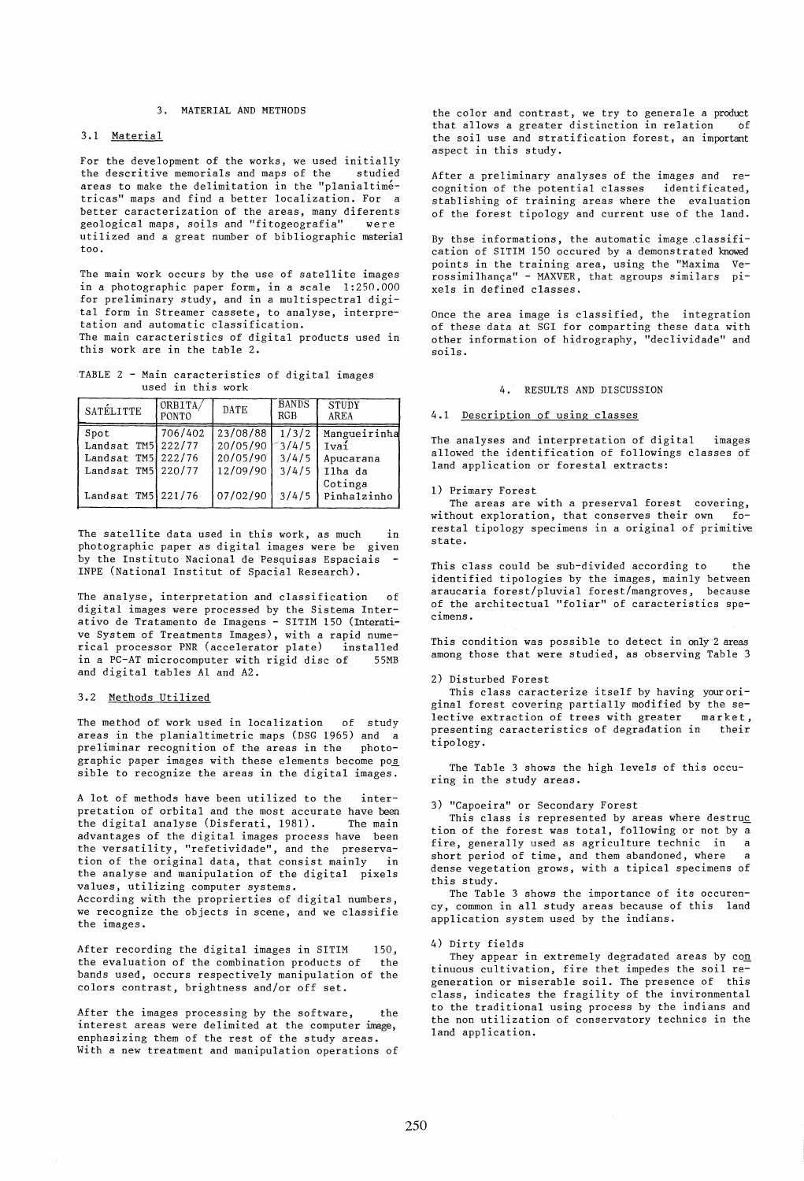## 3. MATERIAL AND METHODS

### 3.1 Material

For the development of the works, we used initially the descritive memorials and maps of the studied areas to make the delimitation in the "planialtimétricas" maps and find a better localization. For a better caracterization of the areas, many diferents geological maps, soils and "fitogeografia" were utilized and a great number of bibliographic material too.

The main work occurs by the use of satellite images in a photographic paper form, in a scale 1:250.000 for preliminary study, and in a multispectral digital form in Streamer cassete, to analyse, interpretation and automatic classification.
The main caracteristics of digital products used in this work are in the table 2.

TABLE 2 - Main caracteristics of digital images used in this work

| SATÉLITTE | ORBITA/ PONTO | DATE | BANDS RGB | STUDY AREA |
|---|---|---|---|---|
| Spot | 706/402 | 23/08/88 | 1/3/2 | Mangueirinha |
| Landsat TM5 | 222/77 | 20/05/90 | 3/4/5 | Ivaí |
| Landsat TM5 | 222/76 | 20/05/90 | 3/4/5 | Apucarana |
| Landsat TM5 | 220/77 | 12/09/90 | 3/4/5 | Ilha da Cotinga |
| Landsat TM5 | 221/76 | 07/02/90 | 3/4/5 | Pinhalzinho |

The satellite data used in this work, as much in photographic paper as digital images were be given by the Instituto Nacional de Pesquisas Espaciais - INPE (National Institut of Spacial Research).

The analyse, interpretation and classification of digital images were processed by the Sistema Interativo de Tratamento de Imagens - SITIM 150 (Interative System of Treatments Images), with a rapid numerical processor PNR (accelerator plate) installed in a PC-AT microcomputer with rigid disc of 55MB and digital tables A1 and A2.

### 3.2 Methods Utilized

The method of work used in localization of study areas in the planialtimetric maps (DSG 1965) and a preliminar recognition of the areas in the photographic paper images with these elements become possible to recognize the areas in the digital images.

A lot of methods have been utilized to the interpretation of orbital and the most accurate have been the digital analyse (Disferati, 1981). The main advantages of the digital images process have been the versatility, "refetividade", and the preservation of the original data, that consist mainly in the analyse and manipulation of the digital pixels values, utilizing computer systems.
According with the proprierties of digital numbers, we recognize the objects in scene, and we classifie the images.

After recording the digital images in SITIM 150, the evaluation of the combination products of the bands used, occurs respectively manipulation of the colors contrast, brightness and/or off set.

After the images processing by the software, the interest areas were delimited at the computer image, enphasizing them of the rest of the study areas.
With a new treatment and manipulation operations of the color and contrast, we try to generale a product that allows a greater distinction in relation of the soil use and stratification forest, an important aspect in this study.

After a preliminary analyses of the images and recognition of the potential classes identificated, stablishing of training areas where the evaluation of the forest tipology and current use of the land.

By thse informations, the automatic image classification of SITIM 150 occured by a demonstrated knowed points in the training area, using the "Maxima Verossimilhança" - MAXVER, that agroups similars pixels in defined classes.

Once the area image is classified, the integration of these data at SGI for comparting these data with other information of hidrography, "declividade" and soils.

## 4. RESULTS AND DISCUSSION

### 4.1 Description of using classes

The analyses and interpretation of digital images allowed the identification of followings classes of land application or forestal extracts:

1) Primary Forest
The areas are with a preserval forest covering, without exploration, that conserves their own forestal tipology specimens in a original of primitive state.

This class could be sub-divided according to the identified tipologies by the images, mainly between araucaria forest/pluvial forest/mangroves, because of the architectual "foliar" of caracteristics specimens.

This condition was possible to detect in only 2 areas among those that were studied, as observing Table 3

2) Disturbed Forest
This class caracterize itself by having your original forest covering partially modified by the selective extraction of trees with greater market, presenting caracteristics of degradation in their tipology.

The Table 3 shows the high levels of this occuring in the study areas.

3) "Capoeira" or Secondary Forest
This class is represented by areas where destruction of the forest was total, following or not by a fire, generally used as agriculture technic in a short period of time, and them abandoned, where a dense vegetation grows, with a tipical specimens of this study.
The Table 3 shows the importance of its occurency, common in all study areas because of this land application system used by the indians.

4) Dirty fields
They appear in extremely degradated areas by continuous cultivation, fire thet impedes the soil regeneration or miserable soil. The presence of this class, indicates the fragility of the environmental to the traditional using process by the indians and the non utilization of conservatory technics in the land application.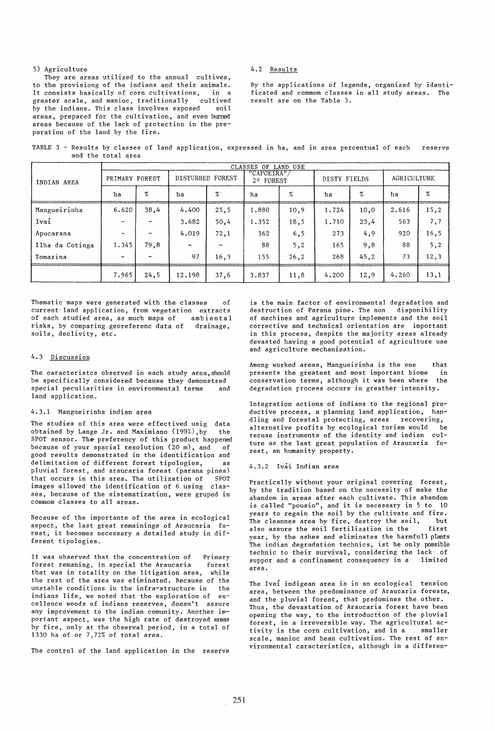5) Agriculture

They are areas utilized to the annual cultives, to the provisiong of the indians and their animals. It consists basically of corn cultivations, in a greater scale, and manioc, traditionally cultived by the indians. This class involves exposed soil areas, prepared for the cultivation, and even burned areas because of the lack of protection in the preparation of the land by the fire.

### 4.2 Results

By the applications of legends, organized by identificated and commom classes in all study areas. The result are on the Table 3.

TABLE 3 - Results by classes of land application, expressed in ha, and in area percentual of each reserve and the total area

| INDIAN AREA | CLASSES OF LAND USE | | | | | | | | | |
|---|---|---|---|---|---|---|---|---|---|---|
| | PRIMARY FOREST | | DISTURBED FOREST | | "CAPOEIRA"/ 2º FOREST | | DISTY FIELDS | | AGRICULTURE | |
| | ha | % | ha | % | ha | % | ha | % | ha | % |
| Mangueirinha | 6.620 | 38,4 | 4.400 | 25,5 | 1.880 | 10,9 | 1.724 | 10,0 | 2.616 | 15,2 |
| Ivaí | - | - | 3.682 | 50,4 | 1.352 | 18,5 | 1.710 | 23,4 | 563 | 7,7 |
| Apucarana | - | - | 4.019 | 72,1 | 362 | 6,5 | 273 | 4,9 | 920 | 16,5 |
| Ilha da Cotinga | 1.345 | 79,8 | - | - | 88 | 5,2 | 165 | 9,8 | 88 | 5,2 |
| Tomazina | - | - | 97 | 16,3 | 155 | 26,2 | 268 | 45,2 | 73 | 12,3 |
| | 7.965 | 24,5 | 12.198 | 37,6 | 3.837 | 11,8 | 4.200 | 12,9 | 4.260 | 13,1 |

Thematic maps were generated with the classes of current land application, from vegetation extracts of each studied area, as much maps of ambiental risks, by comparing georeferenc data of drainage, soils, declivity, etc.

### 4.3 Discussion

The caracteristcs observed in each study area, should be specifically considered because they demonstred special peculiarities in environmental terms and land application.

#### 4.3.1 Mangueirinha indian area

The studies of this area were effectived usig data obtained by Lange Jr. and Maximiano (1991), by the SPOT sensor. The preferency of this product happened because of your spacial resolution (20 m), and of good results demonstrated in the identification and delimitation of different forest tipologies, as pluvial forest, and araucaria forest (parana pines) that occurs in this area. The utilization of SPOT images allowed the identification of 6 using classes, because of the sistematization, were gruped in commom classes to all areas.

Because of the importante of the area in ecological aspect, the last great remainings of Araucaria forest, it becomes necessary a detailed study in different tipologies.

It was observed that the concentration of Primary forest remaning, in special the Araucaria forest that was in totality on the litigation area, while the rest of the area was eliminated. Because of the unstable conditions in the infra-structure in the indians life, we noted that the exploration of excellence woods of indians reserves, doesn't assure any improvement to the indian comunity. Another important aspect, was the high rate of destroyed areas by fire, only at the observal period, in a total of 1330 ha of or 7,72% of total area.

The control of the land application in the reserve is the main factor of environmental degradation and destruction of Parana pine. The non disponibility of machines and agriculture implements and the soil corrective and technical orientation are important in this process, despite the majority areas already devasted having a good potential of agriculture use and agriculture mechanization.

Among worked areas, Mangueirinha is the one that presents the greatest and most important biome in conservation terms, although it was been where the degradation process occurs in greather intensity.

Integration actions of indians to the regional productive process, a planning land application, handling and forestal protecting, areas recovering, alternative profits by ecological turism would be recuse instruments of the identity and indian culture as the last great population of Araucaria forest, an humanity property.

#### 4.3.2 Ivái Indian area

Practically without your original covering forest, by the tradition based on the necessity of make the abandom in areas after each cultivate. This abandom is called "pousio", and it is necessary in 5 to 10 years to regain the soil by the cultivate and fire. The cleannes area by fire, destroy the soil, but also assure the soil fertilization in the first year, by the ashes and eliminates the harmfull plants The indian degradation technics, ist he only possible technic to their survival, considering the lack of suppor and a confinament consequency in a limited area.

The Ivaí indigean area is in an ecological tension area, between the predominance of Araucaria forests, and the pluvial forest, that predomines the other. Thus, the devastation of Araucaria forest have been opening the way, to the introduction of the pluvial forest, in a irreversible way. The agricultural activity is the corn cultivation, and in a smaller scale, manioc and bean cultivation. The rest of environmental caracteristics, although in a differen-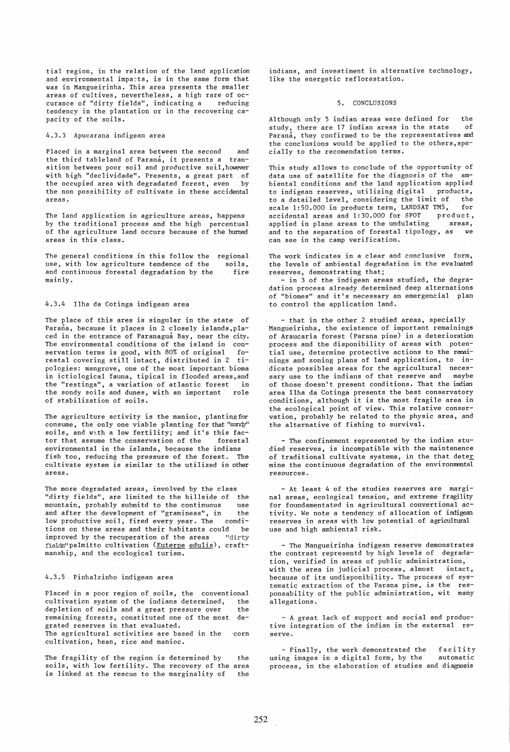tial region, in the relation of the land application and environmental impacts, is in the same form that was in Mangueirinha. This area presents the smaller areas of cultives, nevertheless, a high rare of occurance of "dirty fields", indicating a reducing tendency in the plantation or in the recovering capacity of the soils.

### 4.3.3 Apucarana indigean area

Placed in a marginal area between the second and the third tableland of Paraná, it presents a transition between poor soil and productive soil,however with high "declividade". Presents, a great part of the occupied area with degradated forest, even by the non possibility of cultivate in these accidental areas.

The land application in agriculture areas, happens by the traditional process and the high percentual of the agriculture land occurs because of the burned areas in this class.

The general conditions in this follow the regional use, with low agriculture tendence of the soils, and continuous forestal degradation by the fire mainly.

### 4.3.4 Ilha da Cotinga indigean area

The place of this ares is singular in the state of Paraña, because it places in 2 closely islands,placed in the entrance of Paranaguá Bay, near the city. The environmental conditions of the island in conservation terms is good, with 80% of original forestal covering still intact, distributed in 2 tipologies: mangrove, one of the most important bioma in ictiological fauna, tipical in flooded areas,and the "restinga", a variation of atlantic forest in the sondy soils and dunes, with an important role of stabilization of soils.

The agriculture activity is the manioc, planting for consume, the only one viable planting for that "sandy" soils, and with a low fertility; and it's this factor that assume the conservation of the forestal environmental in the islands, because the indians fish too, reducing the pressure of the forest. The cultivate system is similar to the utilized in other areas.

The more degradated areas, involved by the class "dirty fields", are limited to the hillside of the mountain, probably submitd to the continuous use and after the development of "gramineas", in the low productive soil, fired every year. The conditions on these areas and their habitants could be improved by the recuperation of the areas "dirty fields"palmitto cultivation (Euterpe edulis), craftmanship, and the ecological turism.

### 4.3.5 Pinhalzinho indigean area

Placed in a poor region of soils, the conventional cultivation system of the indians determined, the depletion of soils and a great pressure over the remaining forests, constituted one of the most degrated reserves in that evaluated.
The agricultural activities are based in the corn cultivation, bean, rice and manioc.

The fragility of the region is determined by the soils, with low fertility. The recovery of the area is linked at the rescue to the marginality of the indians, and investiment in alternative technology, like the energetic reflorestation.

## 5. CONCLUSIONS

Although only 5 indian areas were defined for the study, there are 17 indian areas in the state of Paraná, they confirmed to be the representatives and the conclusions would be applied to the others,specially to the recomendation terms.

This study allows to conclude of the opportunity of data use of satellite for the diagnosis of the ambiental conditions and the land application applied to indigean reserves, utilizing digital products, to a detailed level, considering the limit of the scale 1:50.000 in products term, LANDSAT TM5, for accidental areas and 1:30.000 for SPOT product, applied in plane areas to the undulating areas, and to the separation of forestal tipology, as we can see in the camp verification.

The work indicates in a clear and conclusive form, the levels of ambiental degradation in the evaluated reserves, demonstrating that;

- in 3 of the indigean areas studied, the degradation process already determined deep alternations of "biomes" and it's necessary an emergencial plan to control the application land.

- that in the other 2 studied areas, specially Mangueirinha, the existence of important remainings of Araucaria forest (Parana pine) in a deterioration process and the disponibility of areas with potential use, determine protective actions to the remainings and zoning plans of land application, to indicate possibles areas for the agricultural necessary use to the indians of that reserve and maybe of those doesn't present conditions. That the indian area Ilha da Cotinga presents the best conservatory conditions, although it is the most fragile area in the ecological point of view. This relative conservation, probably be related to the physic area, and the alternative of fishing to survival.

- The confinement represented by the indian studied reserves, is incompatible with the maintenence of traditional cultivate systems, in the that determine the continuous degradation of the environmental resources.

- At least 4 of the studies reserves are marginal areas, ecological tension, and extreme fragility for foundamentated in agricultural convertional activity. We note a tendency of allocation of indigean reserves in areas with low potential of agricultural use and high ambiental risk.

- The Mangueirinha indigean reserve demonstrates the contrast representd by high levels of degradation, verified in areas of public administration, with the area in judicial process, almost intact, because of its undisponibility. The process of systematic extraction of the Parana pine, is the responsability of the public administration, wit many allegations.

- A great lack of support and social and productive integration of the indian in the external reserve.

- Finally, the work demonstrated the facility using images in a digital form, by the automatic process, in the elaboration of studies and diagnosis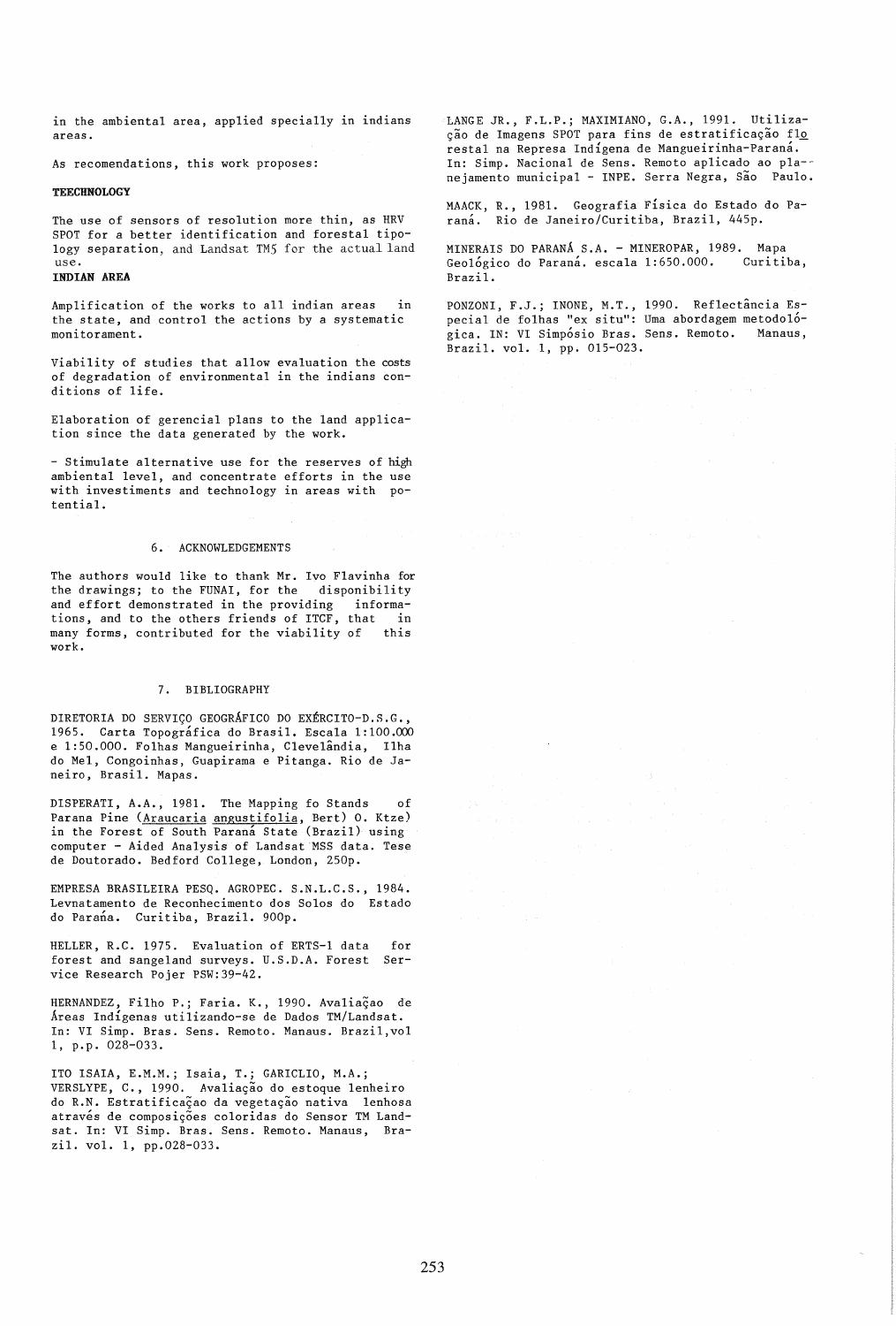in the ambiental area, applied specially in indians areas.

As recomendations, this work proposes:

**TEECHNOLOGY**

The use of sensors of resolution more thin, as HRV SPOT for a better identification and forestal tipology separation, and Landsat TM5 for the actual land use.

**INDIAN AREA**

Amplification of the works to all indian areas in the state, and control the actions by a systematic monitorament.

Viability of studies that allow evaluation the costs of degradation of environmental in the indians conditions of life.

Elaboration of gerencial plans to the land application since the data generated by the work.

- Stimulate alternative use for the reserves of high ambiental level, and concentrate efforts in the use with investiments and technology in areas with potential.

## 6. ACKNOWLEDGEMENTS

The authors would like to thank Mr. Ivo Flavinha for the drawings; to the FUNAI, for the disponibility and effort demonstrated in the providing informations, and to the others friends of ITCF, that in many forms, contributed for the viability of this work.

## 7. BIBLIOGRAPHY

DIRETORIA DO SERVIÇO GEOGRÁFICO DO EXÉRCITO-D.S.G., 1965. Carta Topográfica do Brasil. Escala 1:100.000 e 1:50.000. Folhas Mangueirinha, Clevelândia, Ilha do Mel, Congoinhas, Guapirama e Pitanga. Rio de Janeiro, Brasil. Mapas.

DISPERATI, A.A., 1981. The Mapping fo Stands of Parana Pine (Araucaria angustifolia, Bert) O. Ktze) in the Forest of South Paraná State (Brazil) using computer - Aided Analysis of Landsat MSS data. Tese de Doutorado. Bedford College, London, 250p.

EMPRESA BRASILEIRA PESQ. AGROPEC. S.N.L.C.S., 1984. Levnatamento de Reconhecimento dos Solos do Estado do Paraña. Curitiba, Brazil. 900p.

HELLER, R.C. 1975. Evaluation of ERTS-1 data for forest and sangeland surveys. U.S.D.A. Forest Service Research Pojer PSW:39-42.

HERNANDEZ, Filho P.; Faria. K., 1990. Avaliaçao de Áreas Indígenas utilizando-se de Dados TM/Landsat. In: VI Simp. Bras. Sens. Remoto. Manaus. Brazil, vol 1, p.p. 028-033.

ITO ISAIA, E.M.M.; Isaia, T.; GARICLIO, M.A.; VERSLYPE, C., 1990. Avaliação do estoque lenheiro do R.N. Estratificaçao da vegetação nativa lenhosa através de composições coloridas do Sensor TM Landsat. In: VI Simp. Bras. Sens. Remoto. Manaus, Brazil. vol. 1, pp.028-033.

LANGE JR., F.L.P.; MAXIMIANO, G.A., 1991. Utilização de Imagens SPOT para fins de estratificação florestal na Represa Indígena de Mangueirinha-Paraná. In: Simp. Nacional de Sens. Remoto aplicado ao planejamento municipal - INPE. Serra Negra, São Paulo.

MAACK, R., 1981. Geografia Física do Estado do Paraná. Rio de Janeiro/Curitiba, Brazil, 445p.

MINERAIS DO PARANÁ S.A. - MINEROPAR, 1989. Mapa Geológico do Paraná. escala 1:650.000. Curitiba, Brazil.

PONZONI, F.J.; INONE, M.T., 1990. Reflectância Especial de folhas "ex situ": Uma abordagem metodológica. IN: VI Simpósio Bras. Sens. Remoto. Manaus, Brazil. vol. 1, pp. 015-023.